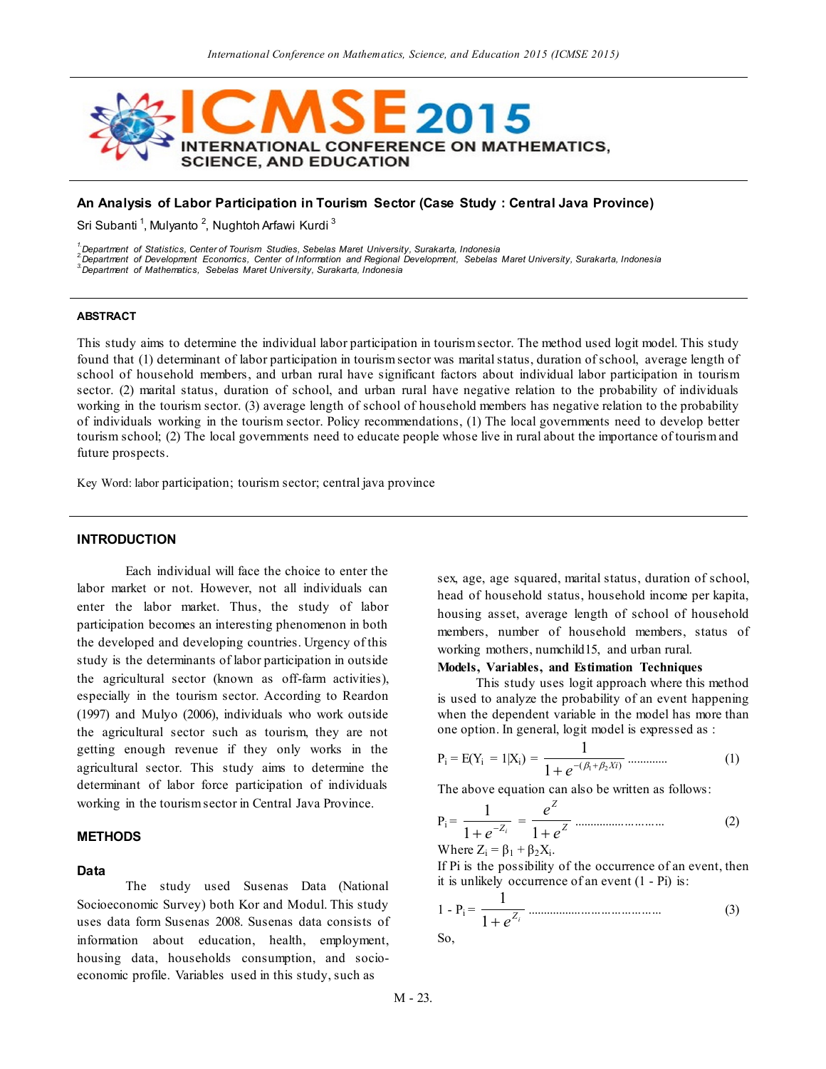# An Analysis of Labor Participation in Tourism Sector (Case Study : Central Java Province)

Sri Subanti [1], Mulyanto [2], Nughtoh Arfawi Kurdi [3]

[1] Department of Statistics, Center of Tourism Studies, Sebelas Maret University, Surakarta, Indonesia
[2] Department of Development Economics, Center of Information and Regional Development, Sebelas Maret University, Surakarta, Indonesia
[3] Department of Mathematics, Sebelas Maret University, Surakarta, Indonesia

## ABSTRACT

This study aims to determine the individual labor participation in tourism sector. The method used logit model. This study found that (1) determinant of labor participation in tourism sector was marital status, duration of school, average length of school of household members, and urban rural have significant factors about individual labor participation in tourism sector. (2) marital status, duration of school, and urban rural have negative relation to the probability of individuals working in the tourism sector. (3) average length of school of household members has negative relation to the probability of individuals working in the tourism sector. Policy recommendations, (1) The local governments need to develop better tourism school; (2) The local governments need to educate people whose live in rural about the importance of tourism and future prospects.

Key Word: labor participation; tourism sector; central java province

## INTRODUCTION

Each individual will face the choice to enter the labor market or not. However, not all individuals can enter the labor market. Thus, the study of labor participation becomes an interesting phenomenon in both the developed and developing countries. Urgency of this study is the determinants of labor participation in outside the agricultural sector (known as off-farm activities), especially in the tourism sector. According to Reardon (1997) and Mulyo (2006), individuals who work outside the agricultural sector such as tourism, they are not getting enough revenue if they only works in the agricultural sector. This study aims to determine the determinant of labor force participation of individuals working in the tourism sector in Central Java Province.

## METHODS

### Data

The study used Susenas Data (National Socioeconomic Survey) both Kor and Modul. This study uses data form Susenas 2008. Susenas data consists of information about education, health, employment, housing data, households consumption, and socio-economic profile. Variables used in this study, such as sex, age, age squared, marital status, duration of school, head of household status, household income per kapita, housing asset, average length of school of household members, number of household members, status of working mothers, numchild15, and urban rural.

**Models, Variables, and Estimation Techniques**

This study uses logit approach where this method is used to analyze the probability of an event happening when the dependent variable in the model has more than one option. In general, logit model is expressed as :

$$P_i = E(Y_i = 1|X_i) = \frac{1}{1+e^{-(\beta_1+\beta_2 X i)}} \text{ ............} \quad (1)$$

The above equation can also be written as follows:

$$P_i = \frac{1}{1+e^{-Z_i}} = \frac{e^Z}{1+e^Z} \text{ ...........................} \quad (2)$$

Where $Z_i = \beta_1 + \beta_2 X_i$.

If Pi is the possibility of the occurrence of an event, then it is unlikely occurrence of an event (1 - Pi) is:

$$1 - P_i = \frac{1}{1+e^{Z_i}} \text{ ..........................................} \quad (3)$$

So,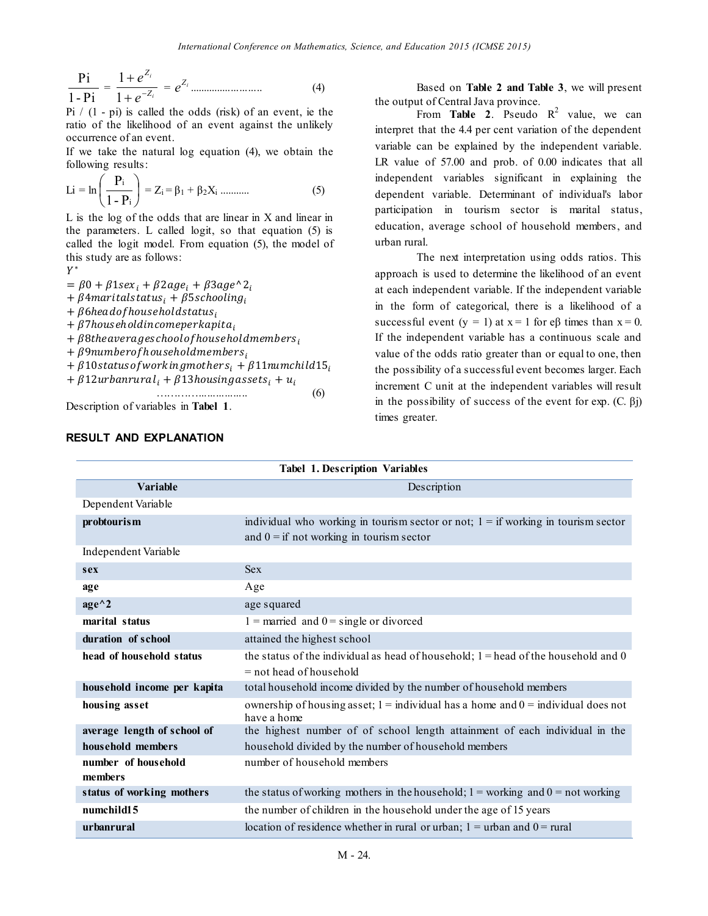$$\frac{\text{Pi}}{1-\text{Pi}} = \frac{1+e^{Z_i}}{1+e^{-Z_i}} = e^{Z_i} \text{ ..........................} \quad (4)$$

Pi / (1 - pi) is called the odds (risk) of an event, ie the ratio of the likelihood of an event against the unlikely occurrence of an event.

If we take the natural log equation (4), we obtain the following results:

$$\text{Li} = \ln\left(\frac{\text{P}_\text{i}}{1-\text{P}_\text{i}}\right) = \text{Z}_\text{i} = \beta_1 + \beta_2\text{X}_\text{i} \text{ ...........} \quad (5)$$

L is the log of the odds that are linear in X and linear in the parameters. L called logit, so that equation (5) is called the logit model. From equation (5), the model of this study are as follows:

$$\begin{aligned} Y^* &= \beta 0 + \beta 1 sex_i + \beta 2 age_i + \beta 3 age\text{^}2_i \\ &+ \beta 4 maritalstatus_i + \beta 5 schooling_i \\ &+ \beta 6 headofhouseholdstatus_i \\ &+ \beta 7 householdincomeperkapita_i \\ &+ \beta 8 theaverageschoolofhouseholdmembers_i \\ &+ \beta 9 numberofhouseholdmembers_i \\ &+ \beta 10 statusofworkingmothers_i + \beta 11 numchild15_i \\ &+ \beta 12 urbanrural_i + \beta 13 housingassets_i + u_i \end{aligned}$$

$$\text{……………..................} \quad (6)$$

Description of variables in **Tabel 1**.

## RESULT AND EXPLANATION

Based on **Table 2 and Table 3**, we will present the output of Central Java province.

From **Table 2**. Pseudo $R^2$ value, we can interpret that the 4.4 per cent variation of the dependent variable can be explained by the independent variable. LR value of 57.00 and prob. of 0.00 indicates that all independent variables significant in explaining the dependent variable. Determinant of individual's labor participation in tourism sector is marital status, education, average school of household members, and urban rural.

The next interpretation using odds ratios. This approach is used to determine the likelihood of an event at each independent variable. If the independent variable in the form of categorical, there is a likelihood of a successful event (y = 1) at x = 1 for eβ times than x = 0. If the independent variable has a continuous scale and value of the odds ratio greater than or equal to one, then the possibility of a successful event becomes larger. Each increment C unit at the independent variables will result in the possibility of success of the event for exp. (C. βj) times greater.

**Tabel 1. Description Variables**

| Variable | Description |
|---|---|
| Dependent Variable | |
| **probtourism** | individual who working in tourism sector or not; 1 = if working in tourism sector and 0 = if not working in tourism sector |
| Independent Variable | |
| **sex** | Sex |
| **age** | Age |
| **age^2** | age squared |
| **marital status** | 1 = married and 0 = single or divorced |
| **duration of school** | attained the highest school |
| **head of household status** | the status of the individual as head of household; 1 = head of the household and 0 = not head of household |
| **household income per kapita** | total household income divided by the number of household members |
| **housing asset** | ownership of housing asset; 1 = individual has a home and 0 = individual does not have a home |
| **average length of school of household members** | the highest number of of school length attainment of each individual in the household divided by the number of household members |
| **number of household members** | number of household members |
| **status of working mothers** | the status of working mothers in the household; 1 = working and 0 = not working |
| **numchild15** | the number of children in the household under the age of 15 years |
| **urbanrural** | location of residence whether in rural or urban; 1 = urban and 0 = rural |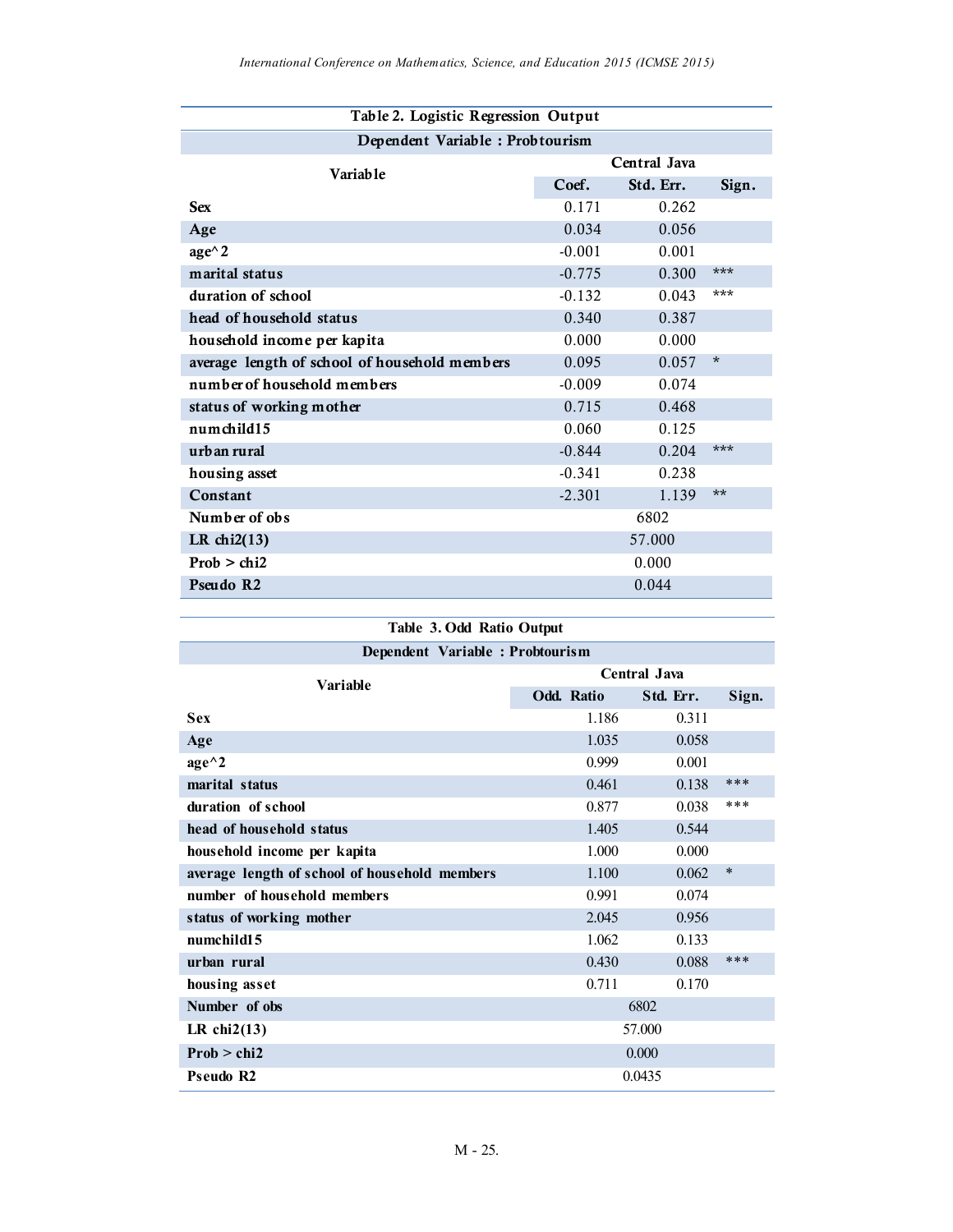**Table 2. Logistic Regression Output**

| Dependent Variable : Probtourism | | | |
|---|---|---|---|
| Variable | Central Java | | |
| | Coef. | Std. Err. | Sign. |
| Sex | 0.171 | 0.262 | |
| Age | 0.034 | 0.056 | |
| age^2 | -0.001 | 0.001 | |
| marital status | -0.775 | 0.300 | *** |
| duration of school | -0.132 | 0.043 | *** |
| head of household status | 0.340 | 0.387 | |
| household income per kapita | 0.000 | 0.000 | |
| average length of school of household members | 0.095 | 0.057 | * |
| number of household members | -0.009 | 0.074 | |
| status of working mother | 0.715 | 0.468 | |
| numchild15 | 0.060 | 0.125 | |
| urban rural | -0.844 | 0.204 | *** |
| housing asset | -0.341 | 0.238 | |
| Constant | -2.301 | 1.139 | ** |
| Number of obs | 6802 | | |
| LR chi2(13) | 57.000 | | |
| Prob > chi2 | 0.000 | | |
| Pseudo R2 | 0.044 | | |

**Table 3. Odd Ratio Output**

| Dependent Variable : Probtourism | | | |
|---|---|---|---|
| Variable | Central Java | | |
| | Odd. Ratio | Std. Err. | Sign. |
| Sex | 1.186 | 0.311 | |
| Age | 1.035 | 0.058 | |
| age^2 | 0.999 | 0.001 | |
| marital status | 0.461 | 0.138 | *** |
| duration of school | 0.877 | 0.038 | *** |
| head of household status | 1.405 | 0.544 | |
| household income per kapita | 1.000 | 0.000 | |
| average length of school of household members | 1.100 | 0.062 | * |
| number of household members | 0.991 | 0.074 | |
| status of working mother | 2.045 | 0.956 | |
| numchild15 | 1.062 | 0.133 | |
| urban rural | 0.430 | 0.088 | *** |
| housing asset | 0.711 | 0.170 | |
| Number of obs | 6802 | | |
| LR chi2(13) | 57.000 | | |
| Prob > chi2 | 0.000 | | |
| Pseudo R2 | 0.0435 | | |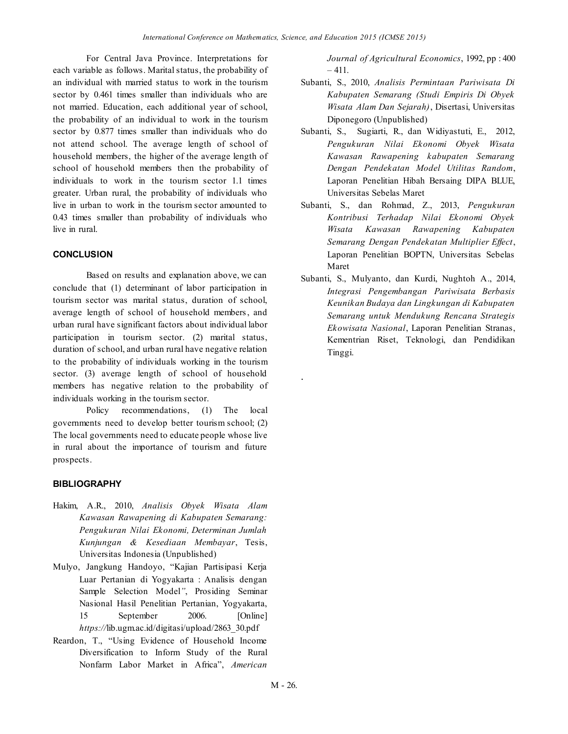For Central Java Province. Interpretations for each variable as follows. Marital status, the probability of an individual with married status to work in the tourism sector by 0.461 times smaller than individuals who are not married. Education, each additional year of school, the probability of an individual to work in the tourism sector by 0.877 times smaller than individuals who do not attend school. The average length of school of household members, the higher of the average length of school of household members then the probability of individuals to work in the tourism sector 1.1 times greater. Urban rural, the probability of individuals who live in urban to work in the tourism sector amounted to 0.43 times smaller than probability of individuals who live in rural.

## CONCLUSION

Based on results and explanation above, we can conclude that (1) determinant of labor participation in tourism sector was marital status, duration of school, average length of school of household members, and urban rural have significant factors about individual labor participation in tourism sector. (2) marital status, duration of school, and urban rural have negative relation to the probability of individuals working in the tourism sector. (3) average length of school of household members has negative relation to the probability of individuals working in the tourism sector.

Policy recommendations, (1) The local governments need to develop better tourism school; (2) The local governments need to educate people whose live in rural about the importance of tourism and future prospects.

## BIBLIOGRAPHY

Hakim, A.R., 2010, *Analisis Obyek Wisata Alam Kawasan Rawapening di Kabupaten Semarang: Pengukuran Nilai Ekonomi, Determinan Jumlah Kunjungan & Kesediaan Membayar*, Tesis, Universitas Indonesia (Unpublished)

Mulyo, Jangkung Handoyo, "Kajian Partisipasi Kerja Luar Pertanian di Yogyakarta : Analisis dengan Sample Selection Model", Prosiding Seminar Nasional Hasil Penelitian Pertanian, Yogyakarta, 15 September 2006. [Online] *https://*lib.ugm.ac.id/digitasi/upload/2863_30.pdf

Reardon, T., "Using Evidence of Household Income Diversification to Inform Study of the Rural Nonfarm Labor Market in Africa", *American Journal of Agricultural Economics*, 1992, pp : 400 – 411.

Subanti, S., 2010, *Analisis Permintaan Pariwisata Di Kabupaten Semarang (Studi Empiris Di Obyek Wisata Alam Dan Sejarah)*, Disertasi, Universitas Diponegoro (Unpublished)

Subanti, S., Sugiarti, R., dan Widiyastuti, E., 2012, *Pengukuran Nilai Ekonomi Obyek Wisata Kawasan Rawapening kabupaten Semarang Dengan Pendekatan Model Utilitas Random*, Laporan Penelitian Hibah Bersaing DIPA BLUE, Universitas Sebelas Maret

Subanti, S., dan Rohmad, Z., 2013, *Pengukuran Kontribusi Terhadap Nilai Ekonomi Obyek Wisata Kawasan Rawapening Kabupaten Semarang Dengan Pendekatan Multiplier Effect*, Laporan Penelitian BOPTN, Universitas Sebelas Maret

Subanti, S., Mulyanto, dan Kurdi, Nughtoh A., 2014, *Integrasi Pengembangan Pariwisata Berbasis Keunikan Budaya dan Lingkungan di Kabupaten Semarang untuk Mendukung Rencana Strategis Ekowisata Nasional*, Laporan Penelitian Stranas, Kementrian Riset, Teknologi, dan Pendidikan Tinggi.